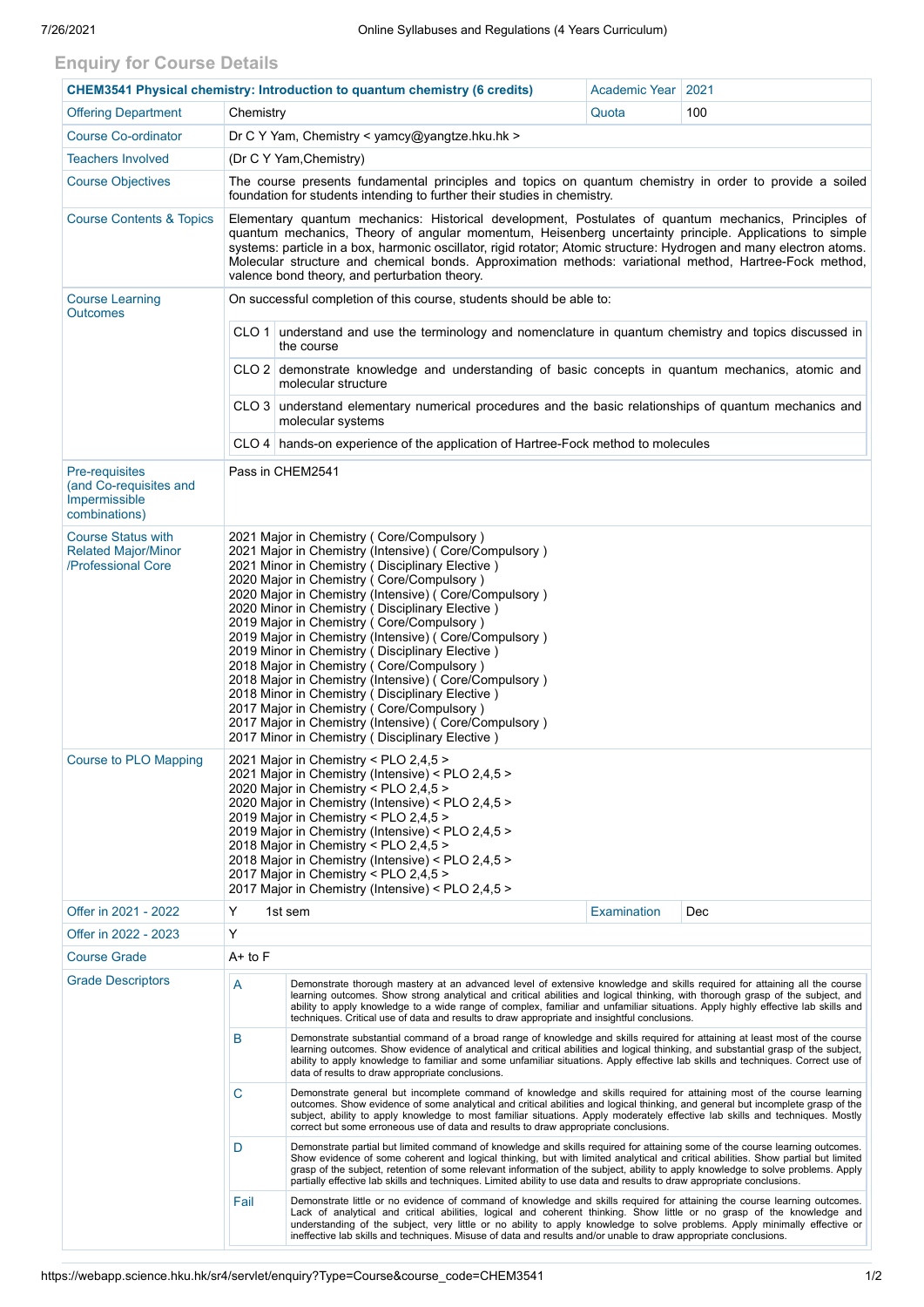## Enquiry for Course Details

| **CHEM3541 Physical chemistry: Introduction to quantum chemistry (6 credits)** | | Academic Year | 2021 |
|---|---|---|---|
| Offering Department | Chemistry | Quota | 100 |
| Course Co-ordinator | Dr C Y Yam, Chemistry < yamcy@yangtze.hku.hk > | | |
| Teachers Involved | (Dr C Y Yam,Chemistry) | | |
| Course Objectives | The course presents fundamental principles and topics on quantum chemistry in order to provide a soiled foundation for students intending to further their studies in chemistry. | | |
| Course Contents & Topics | Elementary quantum mechanics: Historical development, Postulates of quantum mechanics, Principles of quantum mechanics, Theory of angular momentum, Heisenberg uncertainty principle. Applications to simple systems: particle in a box, harmonic oscillator, rigid rotator; Atomic structure: Hydrogen and many electron atoms. Molecular structure and chemical bonds. Approximation methods: variational method, Hartree-Fock method, valence bond theory, and perturbation theory. | | |
| Course Learning Outcomes | On successful completion of this course, students should be able to:<br>CLO 1 understand and use the terminology and nomenclature in quantum chemistry and topics discussed in the course<br>CLO 2 demonstrate knowledge and understanding of basic concepts in quantum mechanics, atomic and molecular structure<br>CLO 3 understand elementary numerical procedures and the basic relationships of quantum mechanics and molecular systems<br>CLO 4 hands-on experience of the application of Hartree-Fock method to molecules | | |
| Pre-requisites (and Co-requisites and Impermissible combinations) | Pass in CHEM2541 | | |
| Course Status with Related Major/Minor /Professional Core | 2021 Major in Chemistry ( Core/Compulsory )<br>2021 Major in Chemistry (Intensive) ( Core/Compulsory )<br>2021 Minor in Chemistry ( Disciplinary Elective )<br>2020 Major in Chemistry ( Core/Compulsory )<br>2020 Major in Chemistry (Intensive) ( Core/Compulsory )<br>2020 Minor in Chemistry ( Disciplinary Elective )<br>2019 Major in Chemistry ( Core/Compulsory )<br>2019 Major in Chemistry (Intensive) ( Core/Compulsory )<br>2019 Minor in Chemistry ( Disciplinary Elective )<br>2018 Major in Chemistry ( Core/Compulsory )<br>2018 Major in Chemistry (Intensive) ( Core/Compulsory )<br>2018 Minor in Chemistry ( Disciplinary Elective )<br>2017 Major in Chemistry ( Core/Compulsory )<br>2017 Major in Chemistry (Intensive) ( Core/Compulsory )<br>2017 Minor in Chemistry ( Disciplinary Elective ) | | |
| Course to PLO Mapping | 2021 Major in Chemistry < PLO 2,4,5 ><br>2021 Major in Chemistry (Intensive) < PLO 2,4,5 ><br>2020 Major in Chemistry < PLO 2,4,5 ><br>2020 Major in Chemistry (Intensive) < PLO 2,4,5 ><br>2019 Major in Chemistry < PLO 2,4,5 ><br>2019 Major in Chemistry (Intensive) < PLO 2,4,5 ><br>2018 Major in Chemistry < PLO 2,4,5 ><br>2018 Major in Chemistry (Intensive) < PLO 2,4,5 ><br>2017 Major in Chemistry < PLO 2,4,5 ><br>2017 Major in Chemistry (Intensive) < PLO 2,4,5 > | | |
| Offer in 2021 - 2022 | Y 1st sem | Examination | Dec |
| Offer in 2022 - 2023 | Y | | |
| Course Grade | A+ to F | | |
| Grade Descriptors | **A** Demonstrate thorough mastery at an advanced level of extensive knowledge and skills required for attaining all the course learning outcomes. Show strong analytical and critical abilities and logical thinking, with thorough grasp of the subject, and ability to apply knowledge to a wide range of complex, familiar and unfamiliar situations. Apply highly effective lab skills and techniques. Critical use of data and results to draw appropriate and insightful conclusions.<br>**B** Demonstrate substantial command of a broad range of knowledge and skills required for attaining at least most of the course learning outcomes. Show evidence of analytical and critical abilities and logical thinking, and substantial grasp of the subject, ability to apply knowledge to familiar and some unfamiliar situations. Apply effective lab skills and techniques. Correct use of data of results to draw appropriate conclusions.<br>**C** Demonstrate general but incomplete command of knowledge and skills required for attaining most of the course learning outcomes. Show evidence of some analytical and critical abilities and logical thinking, and general but incomplete grasp of the subject, ability to apply knowledge to most familiar situations. Apply moderately effective lab skills and techniques. Mostly correct but some erroneous use of data and results to draw appropriate conclusions.<br>**D** Demonstrate partial but limited command of knowledge and skills required for attaining some of the course learning outcomes. Show evidence of some coherent and logical thinking, but with limited analytical and critical abilities. Show partial but limited grasp of the subject, retention of some relevant information of the subject, ability to apply knowledge to solve problems. Apply partially effective lab skills and techniques. Limited ability to use data and results to draw appropriate conclusions.<br>**Fail** Demonstrate little or no evidence of command of knowledge and skills required for attaining the course learning outcomes. Lack of analytical and critical abilities, logical and coherent thinking. Show little or no grasp of the knowledge and understanding of the subject, very little or no ability to apply knowledge to solve problems. Apply minimally effective or ineffective lab skills and techniques. Misuse of data and results and/or unable to draw appropriate conclusions. | | |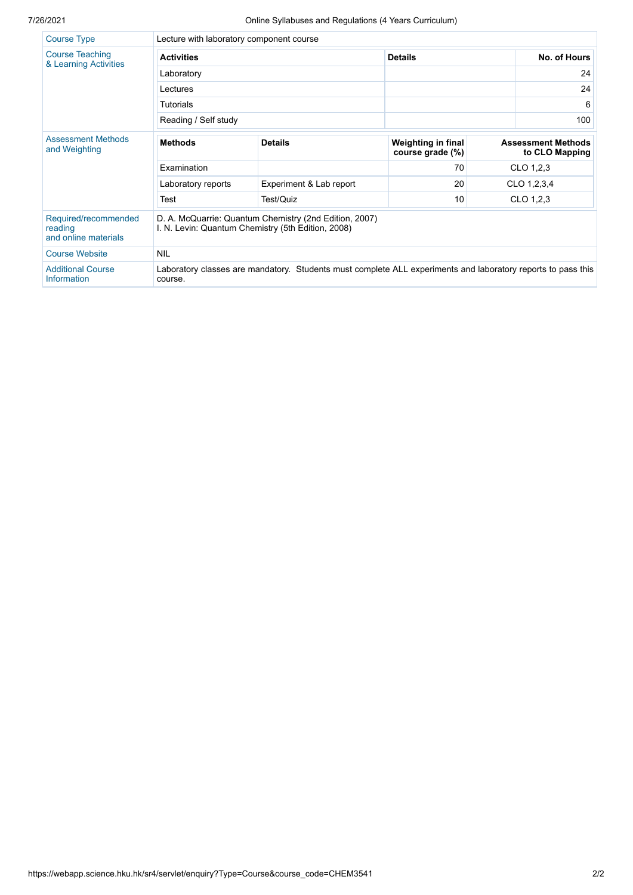| | |
|---|---|
| Course Type | Lecture with laboratory component course |

**Course Teaching & Learning Activities**

| Activities | Details | No. of Hours |
|---|---|---|
| Laboratory | | 24 |
| Lectures | | 24 |
| Tutorials | | 6 |
| Reading / Self study | | 100 |

**Assessment Methods and Weighting**

| Methods | Details | Weighting in final course grade (%) | Assessment Methods to CLO Mapping |
|---|---|---|---|
| Examination | | 70 | CLO 1,2,3 |
| Laboratory reports | Experiment & Lab report | 20 | CLO 1,2,3,4 |
| Test | Test/Quiz | 10 | CLO 1,2,3 |

| | |
|---|---|
| Required/recommended reading and online materials | D. A. McQuarrie: Quantum Chemistry (2nd Edition, 2007)<br>I. N. Levin: Quantum Chemistry (5th Edition, 2008) |
| Course Website | NIL |
| Additional Course Information | Laboratory classes are mandatory. Students must complete ALL experiments and laboratory reports to pass this course. |